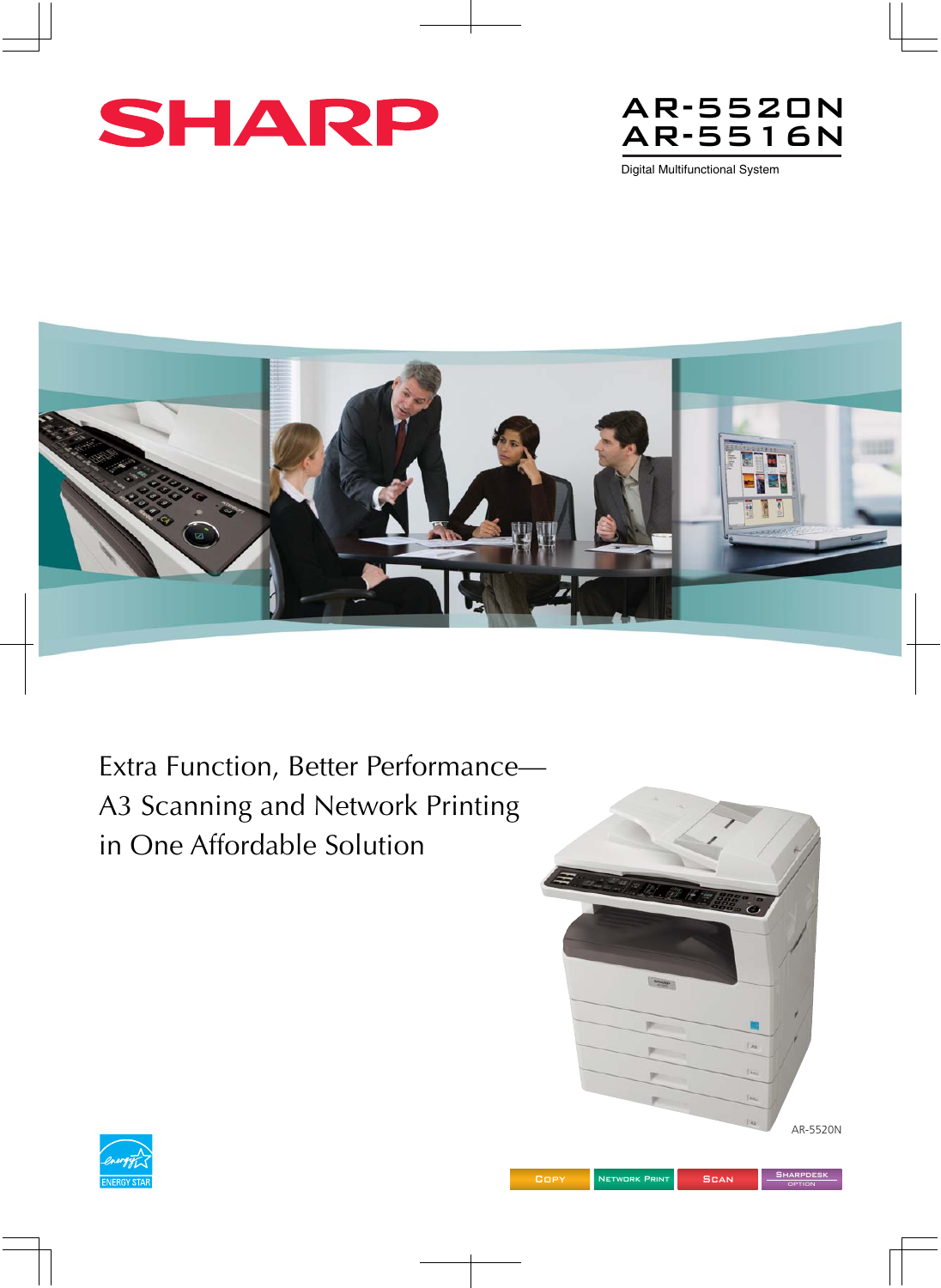SHARP

# AR-5520N
# AR-5516N

Digital Multifunctional System

Extra Function, Better Performance—
A3 Scanning and Network Printing
in One Affordable Solution

AR-5520N

ENERGY STAR

COPY | NETWORK PRINT | SCAN | SHARPDESK OPTION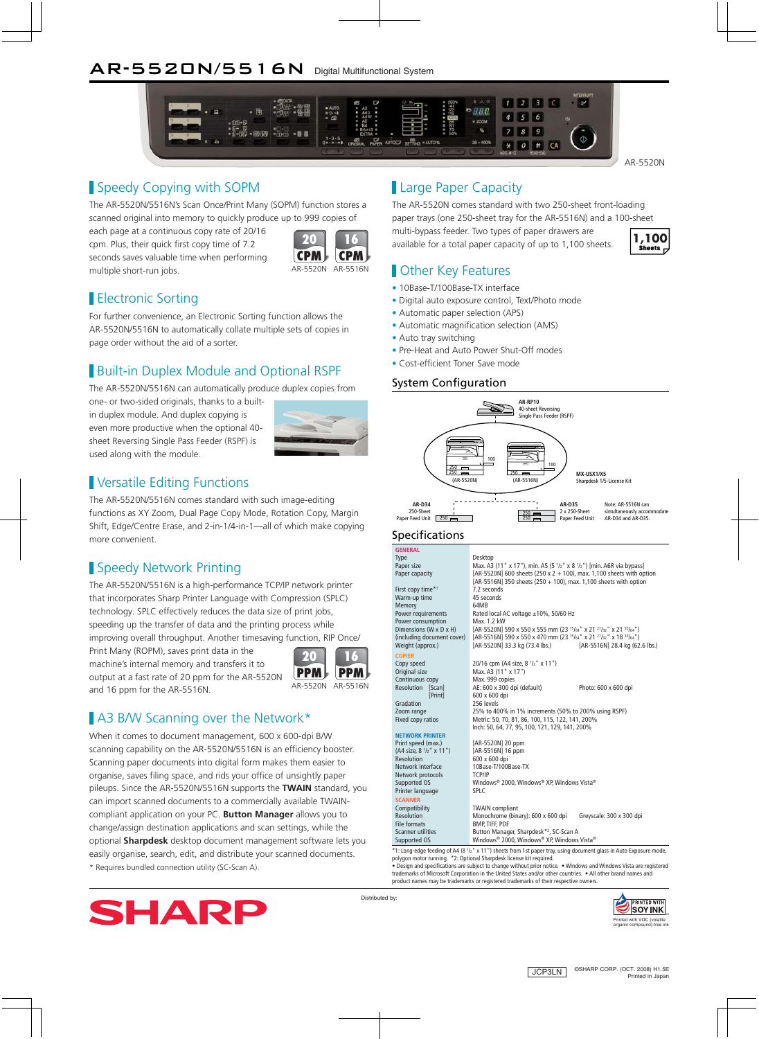# AR-5520N/5516N Digital Multifunctional System

AR-5520N

## Speedy Copying with SOPM

The AR-5520N/5516N's Scan Once/Print Many (SOPM) function stores a scanned original into memory to quickly produce up to 999 copies of each page at a continuous copy rate of 20/16 cpm. Plus, their quick first copy time of 7.2 seconds saves valuable time when performing multiple short-run jobs.

20 CPM AR-5520N 16 CPM AR-5516N

## Electronic Sorting

For further convenience, an Electronic Sorting function allows the AR-5520N/5516N to automatically collate multiple sets of copies in page order without the aid of a sorter.

## Built-in Duplex Module and Optional RSPF

The AR-5520N/5516N can automatically produce duplex copies from one- or two-sided originals, thanks to a built-in duplex module. And duplex copying is even more productive when the optional 40-sheet Reversing Single Pass Feeder (RSPF) is used along with the module.

## Versatile Editing Functions

The AR-5520N/5516N comes standard with such image-editing functions as XY Zoom, Dual Page Copy Mode, Rotation Copy, Margin Shift, Edge/Centre Erase, and 2-in-1/4-in-1—all of which make copying more convenient.

## Speedy Network Printing

The AR-5520N/5516N is a high-performance TCP/IP network printer that incorporates Sharp Printer Language with Compression (SPLC) technology. SPLC effectively reduces the data size of print jobs, speeding up the transfer of data and the printing process while improving overall throughput. Another timesaving function, RIP Once/Print Many (ROPM), saves print data in the machine's internal memory and transfers it to output at a fast rate of 20 ppm for the AR-5520N and 16 ppm for the AR-5516N.

20 PPM AR-5520N 16 PPM AR-5516N

## A3 B/W Scanning over the Network*

When it comes to document management, 600 x 600-dpi B/W scanning capability on the AR-5520N/5516N is an efficiency booster. Scanning paper documents into digital form makes them easier to organise, saves filing space, and rids your office of unsightly paper pileups. Since the AR-5520N/5516N supports the **TWAIN** standard, you can import scanned documents to a commercially available TWAIN-compliant application on your PC. **Button Manager** allows you to change/assign destination applications and scan settings, while the optional **Sharpdesk** desktop document management software lets you easily organise, search, edit, and distribute your scanned documents.

* Requires bundled connection utility (SC-Scan A).

## Large Paper Capacity

The AR-5520N comes standard with two 250-sheet front-loading paper trays (one 250-sheet tray for the AR-5516N) and a 100-sheet multi-bypass feeder. Two types of paper drawers are available for a total paper capacity of up to 1,100 sheets.

1,100 Sheets

## Other Key Features

- 10Base-T/100Base-TX interface
- Digital auto exposure control, Text/Photo mode
- Automatic paper selection (APS)
- Automatic magnification selection (AMS)
- Auto tray switching
- Pre-Heat and Auto Power Shut-Off modes
- Cost-efficient Toner Save mode

## System Configuration

AR-RP10
40-sheet Reversing Single Pass Feeder (RSPF)

250
250
100
(AR-5520N)

250
100
(AR-5516N)

MX-USX1/X5
Sharpdesk 1/5-License Kit

AR-D34
250-Sheet Paper Feed Unit
250

AR-D35
2 x 250-Sheet Paper Feed Unit
250
250

Note: AR-5516N can simultaneously accommodate AR-D34 and AR-D35.

## Specifications

| | |
|---|---|
| **GENERAL** | |
| Type | Desktop |
| Paper size | Max. A3 (11" x 17"), min. A5 (5 1/2" x 8 1/2") [min. A6R via bypass] |
| Paper capacity | [AR-5520N] 600 sheets (250 x 2 + 100), max. 1,100 sheets with option<br>[AR-5516N] 350 sheets (250 + 100), max. 1,100 sheets with option |
| First copy time*1 | 7.2 seconds |
| Warm-up time | 45 seconds |
| Memory | 64MB |
| Power requirements | Rated local AC voltage ±10%, 50/60 Hz |
| Power consumption | Max. 1.2 kW |
| Dimensions (W x D x H) (including document cover) | [AR-5520N] 590 x 550 x 555 mm (23 15/64" x 21 21/32" x 21 55/64")<br>[AR-5516N] 590 x 550 x 470 mm (23 15/64" x 21 21/32" x 18 33/64") |
| Weight (approx.) | [AR-5520N] 33.3 kg (73.4 lbs.) [AR-5516N] 28.4 kg (62.6 lbs.) |
| **COPIER** | |
| Copy speed | 20/16 cpm (A4 size, 8 1/2" x 11") |
| Original size | Max. A3 (11" x 17") |
| Continuous copy | Max. 999 copies |
| Resolution [Scan] | AE: 600 x 300 dpi (default) Photo: 600 x 600 dpi |
| [Print] | 600 x 600 dpi |
| Gradation | 256 levels |
| Zoom range | 25% to 400% in 1% increments (50% to 200% using RSPF) |
| Fixed copy ratios | Metric: 50, 70, 81, 86, 100, 115, 122, 141, 200%<br>Inch: 50, 64, 77, 95, 100, 121, 129, 141, 200% |
| **NETWORK PRINTER** | |
| Print speed (max.) (A4 size, 8 1/2" x 11") | [AR-5520N] 20 ppm<br>[AR-5516N] 16 ppm |
| Resolution | 600 x 600 dpi |
| Network interface | 10Base-T/100Base-TX |
| Network protocols | TCP/IP |
| Supported OS | Windows® 2000, Windows® XP, Windows Vista® |
| Printer language | SPLC |
| **SCANNER** | |
| Compatibility | TWAIN compliant |
| Resolution | Monochrome (binary): 600 x 600 dpi Greyscale: 300 x 300 dpi |
| File formats | BMP, TIFF, PDF |
| Scanner utilities | Button Manager, Sharpdesk*2, SC-Scan A |
| Supported OS | Windows® 2000, Windows® XP, Windows Vista® |

*1: Long-edge feeding of A4 (8 1/2" x 11") sheets from 1st paper tray, using document glass in Auto Exposure mode, polygon motor running. *2: Optional Sharpdesk license kit required.
• Design and specifications are subject to change without prior notice. • Windows and Windows Vista are registered trademarks of Microsoft Corporation in the United States and/or other countries. • All other brand names and product names may be trademarks or registered trademarks of their respective owners.

SHARP

Distributed by:

PRINTED WITH SOY INK
Printed with VOC (volatile organic compound)-free ink

JCP3LN ©SHARP CORP. (OCT. 2008) H1.5E
Printed in Japan